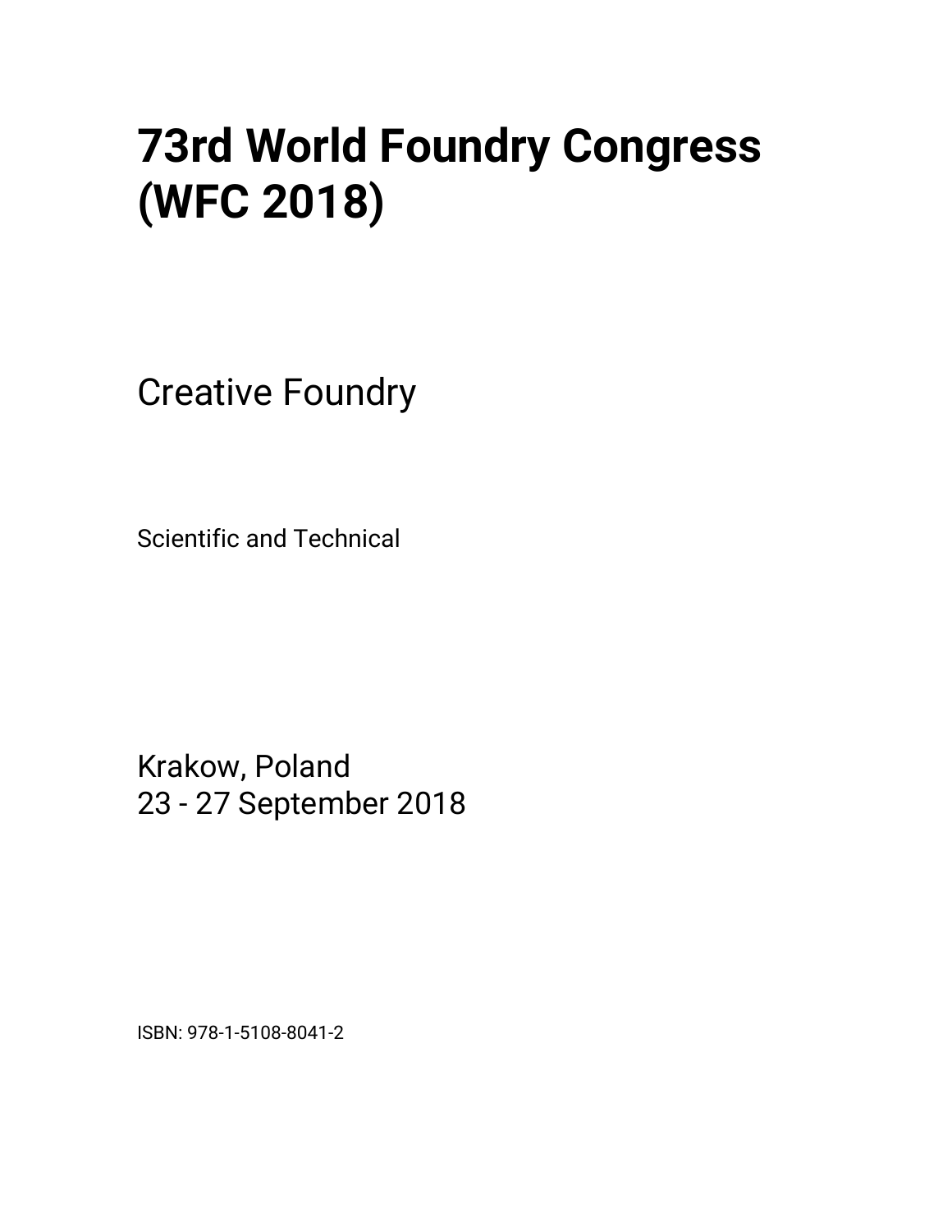# 73rd World Foundry Congress (WFC 2018)

Creative Foundry

Scientific and Technical

Krakow, Poland
23 - 27 September 2018

ISBN: 978-1-5108-8041-2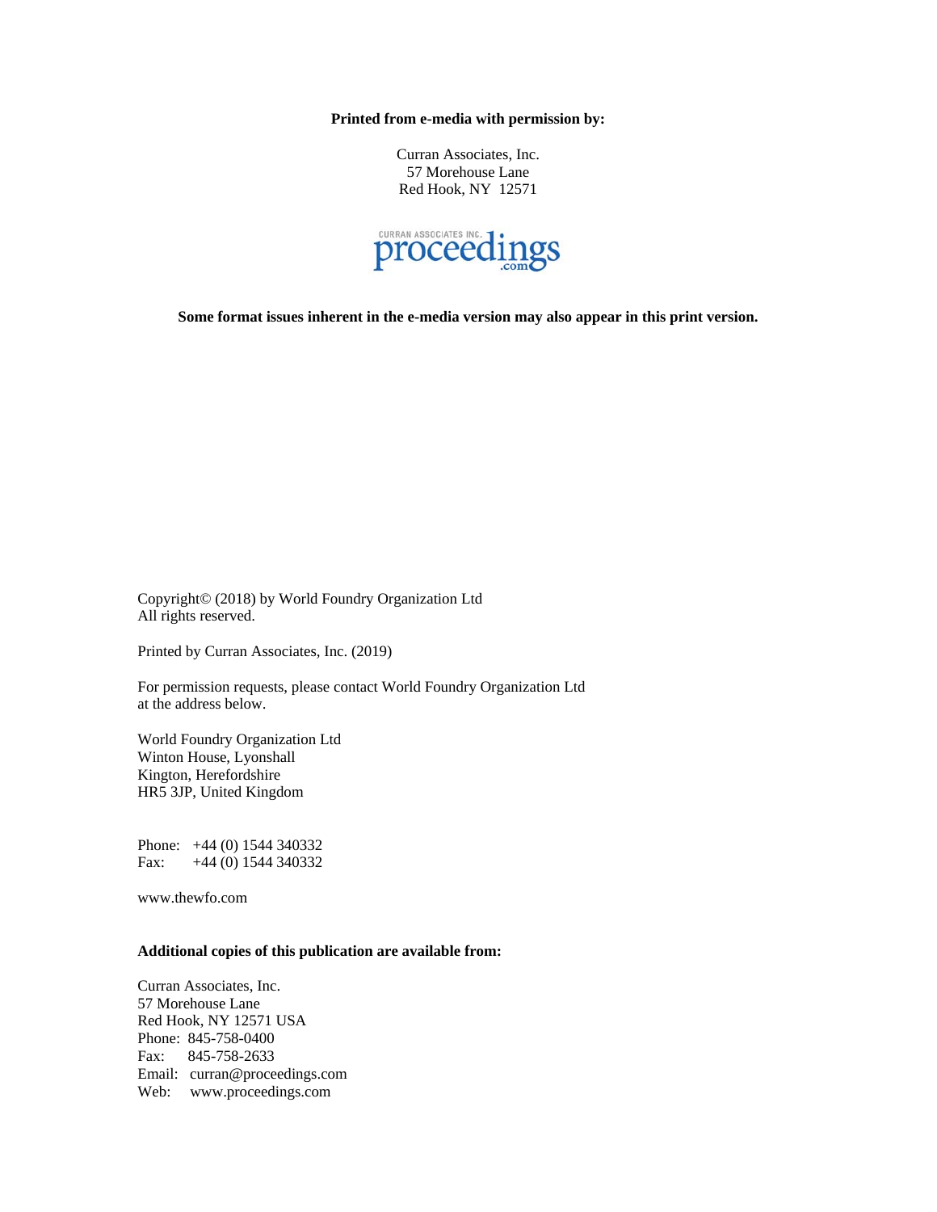**Printed from e-media with permission by:**

Curran Associates, Inc.
57 Morehouse Lane
Red Hook, NY 12571

**Some format issues inherent in the e-media version may also appear in this print version.**

Copyright© (2018) by World Foundry Organization Ltd
All rights reserved.

Printed by Curran Associates, Inc. (2019)

For permission requests, please contact World Foundry Organization Ltd
at the address below.

World Foundry Organization Ltd
Winton House, Lyonshall
Kington, Herefordshire
HR5 3JP, United Kingdom

Phone: +44 (0) 1544 340332
Fax: +44 (0) 1544 340332

www.thewfo.com

**Additional copies of this publication are available from:**

Curran Associates, Inc.
57 Morehouse Lane
Red Hook, NY 12571 USA
Phone: 845-758-0400
Fax: 845-758-2633
Email: curran@proceedings.com
Web: www.proceedings.com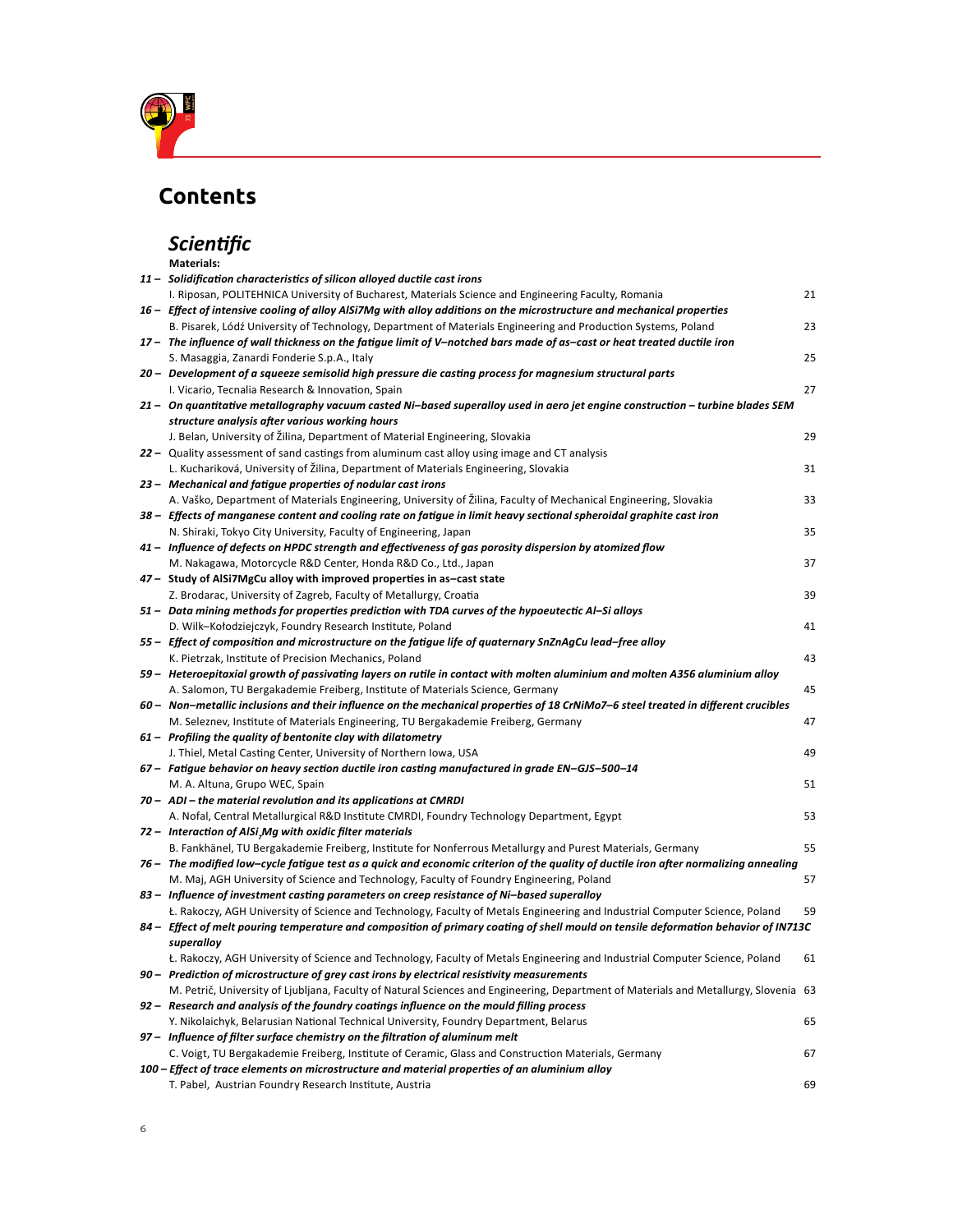# Contents

## *Scientific*

**Materials:**

**11 –** ***Solidification characteristics of silicon alloyed ductile cast irons***
I. Riposan, POLITEHNICA University of Bucharest, Materials Science and Engineering Faculty, Romania — 21

**16 –** ***Effect of intensive cooling of alloy AlSi7Mg with alloy additions on the microstructure and mechanical properties***
B. Pisarek, Łódź University of Technology, Department of Materials Engineering and Production Systems, Poland — 23

**17 –** ***The influence of wall thickness on the fatigue limit of V–notched bars made of as–cast or heat treated ductile iron***
S. Masaggia, Zanardi Fonderie S.p.A., Italy — 25

**20 –** ***Development of a squeeze semisolid high pressure die casting process for magnesium structural parts***
I. Vicario, Tecnalia Research & Innovation, Spain — 27

**21 –** ***On quantitative metallography vacuum casted Ni–based superalloy used in aero jet engine construction – turbine blades SEM structure analysis after various working hours***
J. Belan, University of Žilina, Department of Material Engineering, Slovakia — 29

**22 –** Quality assessment of sand castings from aluminum cast alloy using image and CT analysis
L. Kuchariková, University of Žilina, Department of Materials Engineering, Slovakia — 31

**23 –** ***Mechanical and fatigue properties of nodular cast irons***
A. Vaško, Department of Materials Engineering, University of Žilina, Faculty of Mechanical Engineering, Slovakia — 33

**38 –** ***Effects of manganese content and cooling rate on fatigue in limit heavy sectional spheroidal graphite cast iron***
N. Shiraki, Tokyo City University, Faculty of Engineering, Japan — 35

**41 –** ***Influence of defects on HPDC strength and effectiveness of gas porosity dispersion by atomized flow***
M. Nakagawa, Motorcycle R&D Center, Honda R&D Co., Ltd., Japan — 37

**47 –** **Study of AlSi7MgCu alloy with improved properties in as–cast state**
Z. Brodarac, University of Zagreb, Faculty of Metallurgy, Croatia — 39

**51 –** ***Data mining methods for properties prediction with TDA curves of the hypoeutectic Al–Si alloys***
D. Wilk–Kołodziejczyk, Foundry Research Institute, Poland — 41

**55 –** ***Effect of composition and microstructure on the fatigue life of quaternary SnZnAgCu lead–free alloy***
K. Pietrzak, Institute of Precision Mechanics, Poland — 43

**59 –** ***Heteroepitaxial growth of passivating layers on rutile in contact with molten aluminium and molten A356 aluminium alloy***
A. Salomon, TU Bergakademie Freiberg, Institute of Materials Science, Germany — 45

**60 –** ***Non–metallic inclusions and their influence on the mechanical properties of 18 CrNiMo7–6 steel treated in different crucibles***
M. Seleznev, Institute of Materials Engineering, TU Bergakademie Freiberg, Germany — 47

**61 –** ***Profiling the quality of bentonite clay with dilatometry***
J. Thiel, Metal Casting Center, University of Northern Iowa, USA — 49

**67 –** ***Fatigue behavior on heavy section ductile iron casting manufactured in grade EN–GJS–500–14***
M. A. Altuna, Grupo WEC, Spain — 51

**70 –** ***ADI – the material revolution and its applications at CMRDI***
A. Nofal, Central Metallurgical R&D Institute CMRDI, Foundry Technology Department, Egypt — 53

**72 –** ***Interaction of $AlSi_7Mg$ with oxidic filter materials***
B. Fankhänel, TU Bergakademie Freiberg, Institute for Nonferrous Metallurgy and Purest Materials, Germany — 55

**76 –** ***The modified low–cycle fatigue test as a quick and economic criterion of the quality of ductile iron after normalizing annealing***
M. Maj, AGH University of Science and Technology, Faculty of Foundry Engineering, Poland — 57

**83 –** ***Influence of investment casting parameters on creep resistance of Ni–based superalloy***
Ł. Rakoczy, AGH University of Science and Technology, Faculty of Metals Engineering and Industrial Computer Science, Poland — 59

**84 –** ***Effect of melt pouring temperature and composition of primary coating of shell mould on tensile deformation behavior of IN713C superalloy***
Ł. Rakoczy, AGH University of Science and Technology, Faculty of Metals Engineering and Industrial Computer Science, Poland — 61

**90 –** ***Prediction of microstructure of grey cast irons by electrical resistivity measurements***
M. Petrič, University of Ljubljana, Faculty of Natural Sciences and Engineering, Department of Materials and Metallurgy, Slovenia — 63

**92 –** ***Research and analysis of the foundry coatings influence on the mould filling process***
Y. Nikolaichyk, Belarusian National Technical University, Foundry Department, Belarus — 65

**97 –** ***Influence of filter surface chemistry on the filtration of aluminum melt***
C. Voigt, TU Bergakademie Freiberg, Institute of Ceramic, Glass and Construction Materials, Germany — 67

**100 –** ***Effect of trace elements on microstructure and material properties of an aluminium alloy***
T. Pabel, Austrian Foundry Research Institute, Austria — 69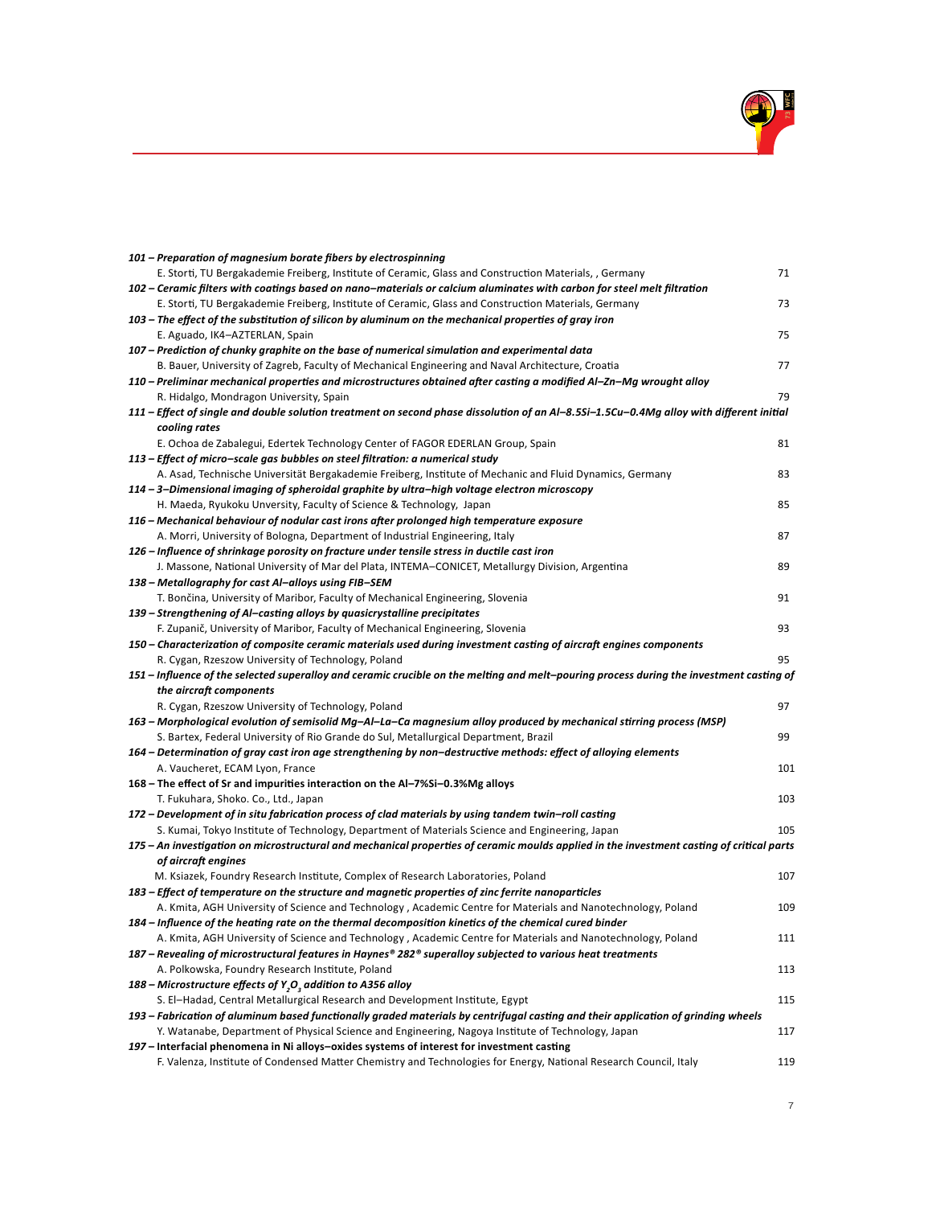*101 – Preparation of magnesium borate fibers by electrospinning*
E. Storti, TU Bergakademie Freiberg, Institute of Ceramic, Glass and Construction Materials, , Germany 71

*102 – Ceramic filters with coatings based on nano–materials or calcium aluminates with carbon for steel melt filtration*
E. Storti, TU Bergakademie Freiberg, Institute of Ceramic, Glass and Construction Materials, Germany 73

*103 – The effect of the substitution of silicon by aluminum on the mechanical properties of gray iron*
E. Aguado, IK4–AZTERLAN, Spain 75

*107 – Prediction of chunky graphite on the base of numerical simulation and experimental data*
B. Bauer, University of Zagreb, Faculty of Mechanical Engineering and Naval Architecture, Croatia 77

*110 – Preliminar mechanical properties and microstructures obtained after casting a modified Al–Zn–Mg wrought alloy*
R. Hidalgo, Mondragon University, Spain 79

*111 – Effect of single and double solution treatment on second phase dissolution of an Al–8.5Si–1.5Cu–0.4Mg alloy with different initial cooling rates*
E. Ochoa de Zabalegui, Edertek Technology Center of FAGOR EDERLAN Group, Spain 81

*113 – Effect of micro–scale gas bubbles on steel filtration: a numerical study*
A. Asad, Technische Universität Bergakademie Freiberg, Institute of Mechanic and Fluid Dynamics, Germany 83

*114 – 3–Dimensional imaging of spheroidal graphite by ultra–high voltage electron microscopy*
H. Maeda, Ryukoku Unversity, Faculty of Science & Technology, Japan 85

*116 – Mechanical behaviour of nodular cast irons after prolonged high temperature exposure*
A. Morri, University of Bologna, Department of Industrial Engineering, Italy 87

*126 – Influence of shrinkage porosity on fracture under tensile stress in ductile cast iron*
J. Massone, National University of Mar del Plata, INTEMA–CONICET, Metallurgy Division, Argentina 89

*138 – Metallography for cast Al–alloys using FIB–SEM*
T. Bončina, University of Maribor, Faculty of Mechanical Engineering, Slovenia 91

*139 – Strengthening of Al–casting alloys by quasicrystalline precipitates*
F. Zupanič, University of Maribor, Faculty of Mechanical Engineering, Slovenia 93

*150 – Characterization of composite ceramic materials used during investment casting of aircraft engines components*
R. Cygan, Rzeszow University of Technology, Poland 95

*151 – Influence of the selected superalloy and ceramic crucible on the melting and melt–pouring process during the investment casting of the aircraft components*
R. Cygan, Rzeszow University of Technology, Poland 97

*163 – Morphological evolution of semisolid Mg–Al–La–Ca magnesium alloy produced by mechanical stirring process (MSP)*
S. Bartex, Federal University of Rio Grande do Sul, Metallurgical Department, Brazil 99

*164 – Determination of gray cast iron age strengthening by non–destructive methods: effect of alloying elements*
A. Vaucheret, ECAM Lyon, France 101

**168 – The effect of Sr and impurities interaction on the Al–7%Si–0.3%Mg alloys**
T. Fukuhara, Shoko. Co., Ltd., Japan 103

*172 – Development of in situ fabrication process of clad materials by using tandem twin–roll casting*
S. Kumai, Tokyo Institute of Technology, Department of Materials Science and Engineering, Japan 105

*175 – An investigation on microstructural and mechanical properties of ceramic moulds applied in the investment casting of critical parts of aircraft engines*
M. Ksiazek, Foundry Research Institute, Complex of Research Laboratories, Poland 107

*183 – Effect of temperature on the structure and magnetic properties of zinc ferrite nanoparticles*
A. Kmita, AGH University of Science and Technology , Academic Centre for Materials and Nanotechnology, Poland 109

*184 – Influence of the heating rate on the thermal decomposition kinetics of the chemical cured binder*
A. Kmita, AGH University of Science and Technology , Academic Centre for Materials and Nanotechnology, Poland 111

*187 – Revealing of microstructural features in Haynes® 282® superalloy subjected to various heat treatments*
A. Polkowska, Foundry Research Institute, Poland 113

*188 – Microstructure effects of $Y_2O_3$ addition to A356 alloy*
S. El–Hadad, Central Metallurgical Research and Development Institute, Egypt 115

*193 – Fabrication of aluminum based functionally graded materials by centrifugal casting and their application of grinding wheels*
Y. Watanabe, Department of Physical Science and Engineering, Nagoya Institute of Technology, Japan 117

**197 – Interfacial phenomena in Ni alloys–oxides systems of interest for investment casting**
F. Valenza, Institute of Condensed Matter Chemistry and Technologies for Energy, National Research Council, Italy 119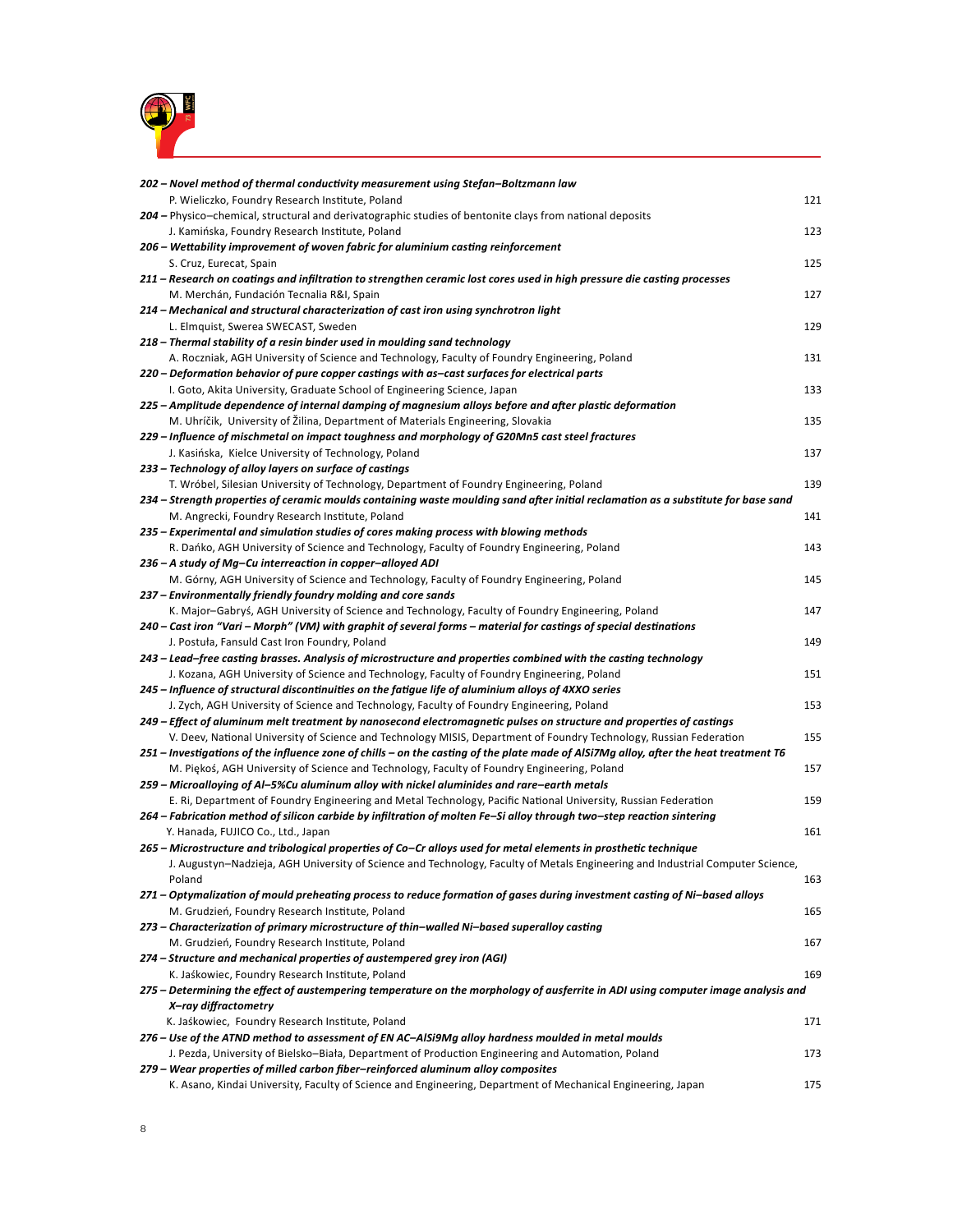***202 – Novel method of thermal conductivity measurement using Stefan–Boltzmann law***
P. Wieliczko, Foundry Research Institute, Poland 121

***204 –*** Physico–chemical, structural and derivatographic studies of bentonite clays from national deposits
J. Kamińska, Foundry Research Institute, Poland 123

***206 – Wettability improvement of woven fabric for aluminium casting reinforcement***
S. Cruz, Eurecat, Spain 125

***211 – Research on coatings and infiltration to strengthen ceramic lost cores used in high pressure die casting processes***
M. Merchán, Fundación Tecnalia R&I, Spain 127

***214 – Mechanical and structural characterization of cast iron using synchrotron light***
L. Elmquist, Swerea SWECAST, Sweden 129

***218 – Thermal stability of a resin binder used in moulding sand technology***
A. Roczniak, AGH University of Science and Technology, Faculty of Foundry Engineering, Poland 131

***220 – Deformation behavior of pure copper castings with as–cast surfaces for electrical parts***
I. Goto, Akita University, Graduate School of Engineering Science, Japan 133

***225 – Amplitude dependence of internal damping of magnesium alloys before and after plastic deformation***
M. Uhríčik, University of Žilina, Department of Materials Engineering, Slovakia 135

***229 – Influence of mischmetal on impact toughness and morphology of G20Mn5 cast steel fractures***
J. Kasińska, Kielce University of Technology, Poland 137

***233 – Technology of alloy layers on surface of castings***
T. Wróbel, Silesian University of Technology, Department of Foundry Engineering, Poland 139

***234 – Strength properties of ceramic moulds containing waste moulding sand after initial reclamation as a substitute for base sand***
M. Angrecki, Foundry Research Institute, Poland 141

***235 – Experimental and simulation studies of cores making process with blowing methods***
R. Dańko, AGH University of Science and Technology, Faculty of Foundry Engineering, Poland 143

***236 – A study of Mg–Cu interreaction in copper–alloyed ADI***
M. Górny, AGH University of Science and Technology, Faculty of Foundry Engineering, Poland 145

***237 – Environmentally friendly foundry molding and core sands***
K. Major–Gabryś, AGH University of Science and Technology, Faculty of Foundry Engineering, Poland 147

***240 – Cast iron "Vari – Morph" (VM) with graphit of several forms – material for castings of special destinations***
J. Postuła, Fansuld Cast Iron Foundry, Poland 149

***243 – Lead–free casting brasses. Analysis of microstructure and properties combined with the casting technology***
J. Kozana, AGH University of Science and Technology, Faculty of Foundry Engineering, Poland 151

***245 – Influence of structural discontinuities on the fatigue life of aluminium alloys of 4XXO series***
J. Zych, AGH University of Science and Technology, Faculty of Foundry Engineering, Poland 153

***249 – Effect of aluminum melt treatment by nanosecond electromagnetic pulses on structure and properties of castings***
V. Deev, National University of Science and Technology MISIS, Department of Foundry Technology, Russian Federation 155

***251 – Investigations of the influence zone of chills – on the casting of the plate made of AlSi7Mg alloy, after the heat treatment T6***
M. Piękoś, AGH University of Science and Technology, Faculty of Foundry Engineering, Poland 157

***259 – Microalloying of Al–5%Cu aluminum alloy with nickel aluminides and rare–earth metals***
E. Ri, Department of Foundry Engineering and Metal Technology, Pacific National University, Russian Federation 159

***264 – Fabrication method of silicon carbide by infiltration of molten Fe–Si alloy through two–step reaction sintering***
Y. Hanada, FUJICO Co., Ltd., Japan 161

***265 – Microstructure and tribological properties of Co–Cr alloys used for metal elements in prosthetic technique***
J. Augustyn–Nadzieja, AGH University of Science and Technology, Faculty of Metals Engineering and Industrial Computer Science, Poland 163

***271 – Optymalization of mould preheating process to reduce formation of gases during investment casting of Ni–based alloys***
M. Grudzień, Foundry Research Institute, Poland 165

***273 – Characterization of primary microstructure of thin–walled Ni–based superalloy casting***
M. Grudzień, Foundry Research Institute, Poland 167

***274 – Structure and mechanical properties of austempered grey iron (AGI)***
K. Jaśkowiec, Foundry Research Institute, Poland 169

***275 – Determining the effect of austempering temperature on the morphology of ausferrite in ADI using computer image analysis and X–ray diffractometry***
K. Jaśkowiec, Foundry Research Institute, Poland 171

***276 – Use of the ATND method to assessment of EN AC–AlSi9Mg alloy hardness moulded in metal moulds***
J. Pezda, University of Bielsko–Biała, Department of Production Engineering and Automation, Poland 173

***279 – Wear properties of milled carbon fiber–reinforced aluminum alloy composites***
K. Asano, Kindai University, Faculty of Science and Engineering, Department of Mechanical Engineering, Japan 175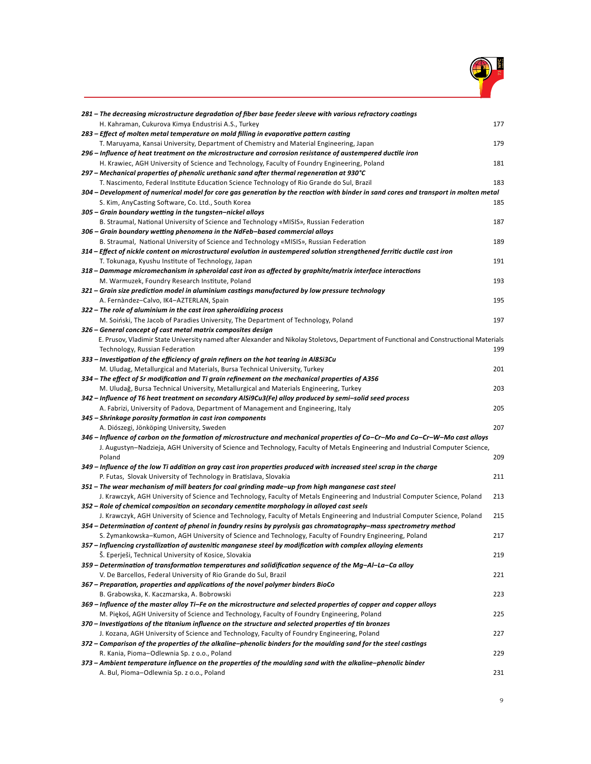***281 – The decreasing microstructure degradation of fiber base feeder sleeve with various refractory coatings***
H. Kahraman, Cukurova Kimya Endustrisi A.S., Turkey — 177

***283 – Effect of molten metal temperature on mold filling in evaporative pattern casting***
T. Maruyama, Kansai University, Department of Chemistry and Material Engineering, Japan — 179

***296 – Influence of heat treatment on the microstructure and corrosion resistance of austempered ductile iron***
H. Krawiec, AGH University of Science and Technology, Faculty of Foundry Engineering, Poland — 181

***297 – Mechanical properties of phenolic urethanic sand after thermal regeneration at 930°C***
T. Nascimento, Federal Institute Education Science Technology of Rio Grande do Sul, Brazil — 183

***304 – Development of numerical model for core gas generation by the reaction with binder in sand cores and transport in molten metal***
S. Kim, AnyCasting Software, Co. Ltd., South Korea — 185

***305 – Grain boundary wetting in the tungsten–nickel alloys***
B. Straumal, National University of Science and Technology «MISIS», Russian Federation — 187

***306 – Grain boundary wetting phenomena in the NdFeb–based commercial alloys***
B. Straumal, National University of Science and Technology «MISIS», Russian Federation — 189

***314 – Effect of nickle content on microstructural evolution in austempered solution strengthened ferritic ductile cast iron***
T. Tokunaga, Kyushu Institute of Technology, Japan — 191

***318 – Dammage micromechanism in spheroidal cast iron as affected by graphite/matrix interface interactions***
M. Warmuzek, Foundry Research Institute, Poland — 193

***321 – Grain size prediction model in aluminium castings manufactured by low pressure technology***
A. Fernàndez–Calvo, IK4–AZTERLAN, Spain — 195

***322 – The role of aluminium in the cast iron spheroidizing process***
M. Soiński, The Jacob of Paradies University, The Department of Technology, Poland — 197

***326 – General concept of cast metal matrix composites design***
E. Prusov, Vladimir State University named after Alexander and Nikolay Stoletovs, Department of Functional and Constructional Materials Technology, Russian Federation — 199

***333 – Investigation of the efficiency of grain refiners on the hot tearing in Al8Si3Cu***
M. Uludag, Metallurgical and Materials, Bursa Technical University, Turkey — 201

***334 – The effect of Sr modification and Ti grain refinement on the mechanical properties of A356***
M. Uludağ, Bursa Technical University, Metallurgical and Materials Engineering, Turkey — 203

***342 – Influence of T6 heat treatment on secondary AlSi9Cu3(Fe) alloy produced by semi–solid seed process***
A. Fabrizi, University of Padova, Department of Management and Engineering, Italy — 205

***345 – Shrinkage porosity formation in cast iron components***
A. Diószegi, Jönköping University, Sweden — 207

***346 – Influence of carbon on the formation of microstructure and mechanical properties of Co–Cr–Mo and Co–Cr–W–Mo cast alloys***
J. Augustyn–Nadzieja, AGH University of Science and Technology, Faculty of Metals Engineering and Industrial Computer Science, Poland — 209

***349 – Influence of the low Ti addition on gray cast iron properties produced with increased steel scrap in the charge***
P. Futas, Slovak University of Technology in Bratislava, Slovakia — 211

***351 – The wear mechanism of mill beaters for coal grinding made–up from high manganese cast steel***
J. Krawczyk, AGH University of Science and Technology, Faculty of Metals Engineering and Industrial Computer Science, Poland — 213

***352 – Role of chemical composition on secondary cementite morphology in alloyed cast seels***
J. Krawczyk, AGH University of Science and Technology, Faculty of Metals Engineering and Industrial Computer Science, Poland — 215

***354 – Determination of content of phenol in foundry resins by pyrolysis gas chromatography–mass spectrometry method***
S. Żymankowska–Kumon, AGH University of Science and Technology, Faculty of Foundry Engineering, Poland — 217

***357 – Influencing crystallization of austenitic manganese steel by modification with complex alloying elements***
Š. Eperješi, Technical University of Kosice, Slovakia — 219

***359 – Determination of transformation temperatures and solidification sequence of the Mg–Al–La–Ca alloy***
V. De Barcellos, Federal University of Rio Grande do Sul, Brazil — 221

***367 – Preparation, properties and applications of the novel polymer binders BioCo***
B. Grabowska, K. Kaczmarska, A. Bobrowski — 223

***369 – Influence of the master alloy Ti–Fe on the microstructure and selected properties of copper and copper alloys***
M. Piękoś, AGH University of Science and Technology, Faculty of Foundry Engineering, Poland — 225

***370 – Investigations of the titanium influence on the structure and selected properties of tin bronzes***
J. Kozana, AGH University of Science and Technology, Faculty of Foundry Engineering, Poland — 227

***372 – Comparison of the properties of the alkaline–phenolic binders for the moulding sand for the steel castings***
R. Kania, Pioma–Odlewnia Sp. z o.o., Poland — 229

***373 – Ambient temperature influence on the properties of the moulding sand with the alkaline–phenolic binder***
A. Bul, Pioma–Odlewnia Sp. z o.o., Poland — 231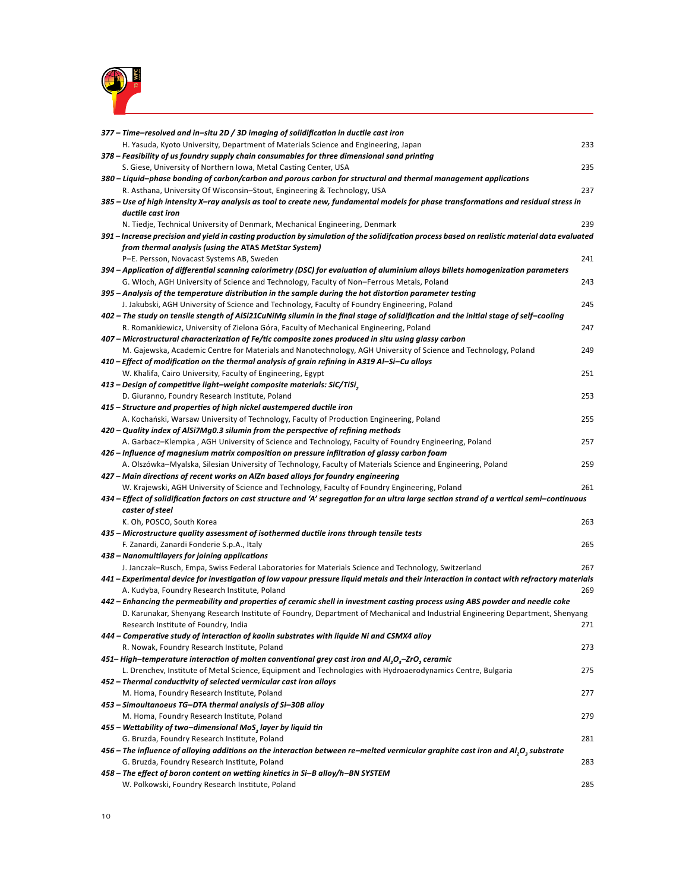***377 – Time–resolved and in–situ 2D / 3D imaging of solidification in ductile cast iron***
H. Yasuda, Kyoto University, Department of Materials Science and Engineering, Japan 233

***378 – Feasibility of us foundry supply chain consumables for three dimensional sand printing***
S. Giese, University of Northern Iowa, Metal Casting Center, USA 235

***380 – Liquid–phase bonding of carbon/carbon and porous carbon for structural and thermal management applications***
R. Asthana, University Of Wisconsin–Stout, Engineering & Technology, USA 237

***385 – Use of high intensity X–ray analysis as tool to create new, fundamental models for phase transformations and residual stress in ductile cast iron***
N. Tiedje, Technical University of Denmark, Mechanical Engineering, Denmark 239

***391 – Increase precision and yield in casting production by simulation of the solidifcation process based on realistic material data evaluated from thermal analysis (using the ATAS MetStar System)***
P–E. Persson, Novacast Systems AB, Sweden 241

***394 – Application of differential scanning calorimetry (DSC) for evaluation of aluminium alloys billets homogenization parameters***
G. Włoch, AGH University of Science and Technology, Faculty of Non–Ferrous Metals, Poland 243

***395 – Analysis of the temperature distribution in the sample during the hot distortion parameter testing***
J. Jakubski, AGH University of Science and Technology, Faculty of Foundry Engineering, Poland 245

***402 – The study on tensile stength of AlSi21CuNiMg silumin in the final stage of solidification and the initial stage of self–cooling***
R. Romankiewicz, University of Zielona Góra, Faculty of Mechanical Engineering, Poland 247

***407 – Microstructural characterization of Fe/tic composite zones produced in situ using glassy carbon***
M. Gajewska, Academic Centre for Materials and Nanotechnology, AGH University of Science and Technology, Poland 249

***410 – Effect of modification on the thermal analysis of grain refining in A319 Al–Si–Cu alloys***
W. Khalifa, Cairo University, Faculty of Engineering, Egypt 251

***413 – Design of competitive light–weight composite materials: SiC/TiSi$_2$***
D. Giuranno, Foundry Research Institute, Poland 253

***415 – Structure and properties of high nickel austempered ductile iron***
A. Kochański, Warsaw University of Technology, Faculty of Production Engineering, Poland 255

***420 – Quality index of AlSi7Mg0.3 silumin from the perspective of refining methods***
A. Garbacz–Klempka , AGH University of Science and Technology, Faculty of Foundry Engineering, Poland 257

***426 – Influence of magnesium matrix composition on pressure infiltration of glassy carbon foam***
A. Olszówka–Myalska, Silesian University of Technology, Faculty of Materials Science and Engineering, Poland 259

***427 – Main directions of recent works on AlZn based alloys for foundry engineering***
W. Krajewski, AGH University of Science and Technology, Faculty of Foundry Engineering, Poland 261

***434 – Effect of solidification factors on cast structure and 'A' segregation for an ultra large section strand of a vertical semi–continuous caster of steel***
K. Oh, POSCO, South Korea 263

***435 – Microstructure quality assessment of isothermed ductile irons through tensile tests***
F. Zanardi, Zanardi Fonderie S.p.A., Italy 265

***438 – Nanomultilayers for joining applications***
J. Janczak–Rusch, Empa, Swiss Federal Laboratories for Materials Science and Technology, Switzerland 267

***441 – Experimental device for investigation of low vapour pressure liquid metals and their interaction in contact with refractory materials***
A. Kudyba, Foundry Research Institute, Poland 269

***442 – Enhancing the permeability and properties of ceramic shell in investment casting process using ABS powder and needle coke***
D. Karunakar, Shenyang Research Institute of Foundry, Department of Mechanical and Industrial Engineering Department, Shenyang Research Institute of Foundry, India 271

***444 – Comperative study of interaction of kaolin substrates with liquide Ni and CSMX4 alloy***
R. Nowak, Foundry Research Institute, Poland 273

***451– High–temperature interaction of molten conventional grey cast iron and Al$_2$O$_3$–ZrO$_2$ ceramic***
L. Drenchev, Institute of Metal Science, Equipment and Technologies with Hydroaerodynamics Centre, Bulgaria 275

***452 – Thermal conductivity of selected vermicular cast iron alloys***
M. Homa, Foundry Research Institute, Poland 277

***453 – Simoultanoeus TG–DTA thermal analysis of Si–30B alloy***
M. Homa, Foundry Research Institute, Poland 279

***455 – Wettability of two–dimensional MoS$_2$ layer by liquid tin***
G. Bruzda, Foundry Research Institute, Poland 281

***456 – The influence of alloying additions on the interaction between re–melted vermicular graphite cast iron and Al$_2$O$_3$ substrate***
G. Bruzda, Foundry Research Institute, Poland 283

***458 – The effect of boron content on wetting kinetics in Si–B alloy/h–BN SYSTEM***
W. Polkowski, Foundry Research Institute, Poland 285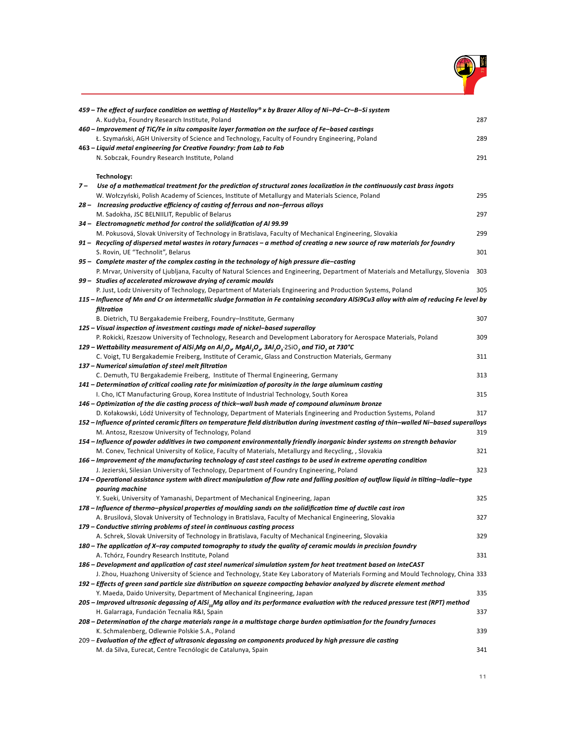***459 – The effect of surface condition on wetting of Hastelloy® x by Brazer Alloy of Ni–Pd–Cr–B–Si system***
A. Kudyba, Foundry Research Institute, Poland — 287

***460 – Improvement of TiC/Fe in situ composite layer formation on the surface of Fe–based castings***
Ł. Szymański, AGH University of Science and Technology, Faculty of Foundry Engineering, Poland — 289

***463 – Liquid metal engineering for Creative Foundry: from Lab to Fab***
N. Sobczak, Foundry Research Institute, Poland — 291

**Technology:**

***7 – Use of a mathematical treatment for the prediction of structural zones localization in the continuously cast brass ingots***
W. Wołczyński, Polish Academy of Sciences, Institute of Metallurgy and Materials Science, Poland — 295

***28 – Increasing productive efficiency of casting of ferrous and non–ferrous alloys***
M. Sadokha, JSC BELNIILIT, Republic of Belarus — 297

***34 – Electromagnetic method for control the solidification of Al 99.99***
M. Pokusová, Slovak University of Technology in Bratislava, Faculty of Mechanical Engineering, Slovakia — 299

***91 – Recycling of dispersed metal wastes in rotary furnaces – a method of creating a new source of raw materials for foundry***
S. Rovin, UE "Technolit", Belarus — 301

***95 – Complete master of the complex casting in the technology of high pressure die–casting***
P. Mrvar, University of Ljubljana, Faculty of Natural Sciences and Engineering, Department of Materials and Metallurgy, Slovenia — 303

***99 – Studies of accelerated microwave drying of ceramic moulds***
P. Just, Lodz University of Technology, Department of Materials Engineering and Production Systems, Poland — 305

***115 – Influence of Mn and Cr on intermetallic sludge formation in Fe containing secondary AlSi9Cu3 alloy with aim of reducing Fe level by filtration***
B. Dietrich, TU Bergakademie Freiberg, Foundry–Institute, Germany — 307

***125 – Visual inspection of investment castings made of nickel–based superalloy***
P. Rokicki, Rzeszow University of Technology, Research and Development Laboratory for Aerospace Materials, Poland — 309

***129 – Wettability measurement of $AlSi_7Mg$ on $Al_2O_3$, $MgAl_2O_4$, $3Al_2O_3{\cdot}2SiO_2$ and $TiO_2$ at 730°C***
C. Voigt, TU Bergakademie Freiberg, Institute of Ceramic, Glass and Construction Materials, Germany — 311

***137 – Numerical simulation of steel melt filtration***
C. Demuth, TU Bergakademie Freiberg, Institute of Thermal Engineering, Germany — 313

***141 – Determination of critical cooling rate for minimization of porosity in the large aluminum casting***
I. Cho, ICT Manufacturing Group, Korea Institute of Industrial Technology, South Korea — 315

***146 – Optimization of the die casting process of thick–wall bush made of compound aluminum bronze***
D. Kołakowski, Łódź University of Technology, Department of Materials Engineering and Production Systems, Poland — 317

***152 – Influence of printed ceramic filters on temperature field distribution during investment casting of thin–walled Ni–based superalloys***
M. Antosz, Rzeszow University of Technology, Poland — 319

***154 – Influence of powder additives in two component environmentally friendly inorganic binder systems on strength behavior***
M. Conev, Technical University of Košice, Faculty of Materials, Metallurgy and Recycling, , Slovakia — 321

***166 – Improvement of the manufacturing technology of cast steel castings to be used in extreme operating condition***
J. Jezierski, Silesian University of Technology, Department of Foundry Engineering, Poland — 323

***174 – Operational assistance system with direct manipulation of flow rate and falling position of outflow liquid in tilting–ladle–type pouring machine***
Y. Sueki, University of Yamanashi, Department of Mechanical Engineering, Japan — 325

***178 – Influence of thermo–physical properties of moulding sands on the solidification time of ductile cast iron***
A. Brusilová, Slovak University of Technology in Bratislava, Faculty of Mechanical Engineering, Slovakia — 327

***179 – Conductive stirring problems of steel in continuous casting process***
A. Schrek, Slovak University of Technology in Bratislava, Faculty of Mechanical Engineering, Slovakia — 329

***180 – The application of X–ray computed tomography to study the quality of ceramic moulds in precision foundry***
A. Tchórz, Foundry Research Institute, Poland — 331

***186 – Development and application of cast steel numerical simulation system for heat treatment based on InteCAST***
J. Zhou, Huazhong University of Science and Technology, State Key Laboratory of Materials Forming and Mould Technology, China — 333

***192 – Effects of green sand particle size distribution on squeeze compacting behavior analyzed by discrete element method***
Y. Maeda, Daido University, Department of Mechanical Engineering, Japan — 335

***205 – Improved ultrasonic degassing of $AlSi_{10}Mg$ alloy and its performance evaluation with the reduced pressure test (RPT) method***
H. Galarraga, Fundación Tecnalia R&I, Spain — 337

***208 – Determination of the charge materials range in a multistage charge burden optimisation for the foundry furnaces***
K. Schmalenberg, Odlewnie Polskie S.A., Poland — 339

209 – ***Evaluation of the effect of ultrasonic degassing on components produced by high pressure die casting***
M. da Silva, Eurecat, Centre Tecnólogic de Catalunya, Spain — 341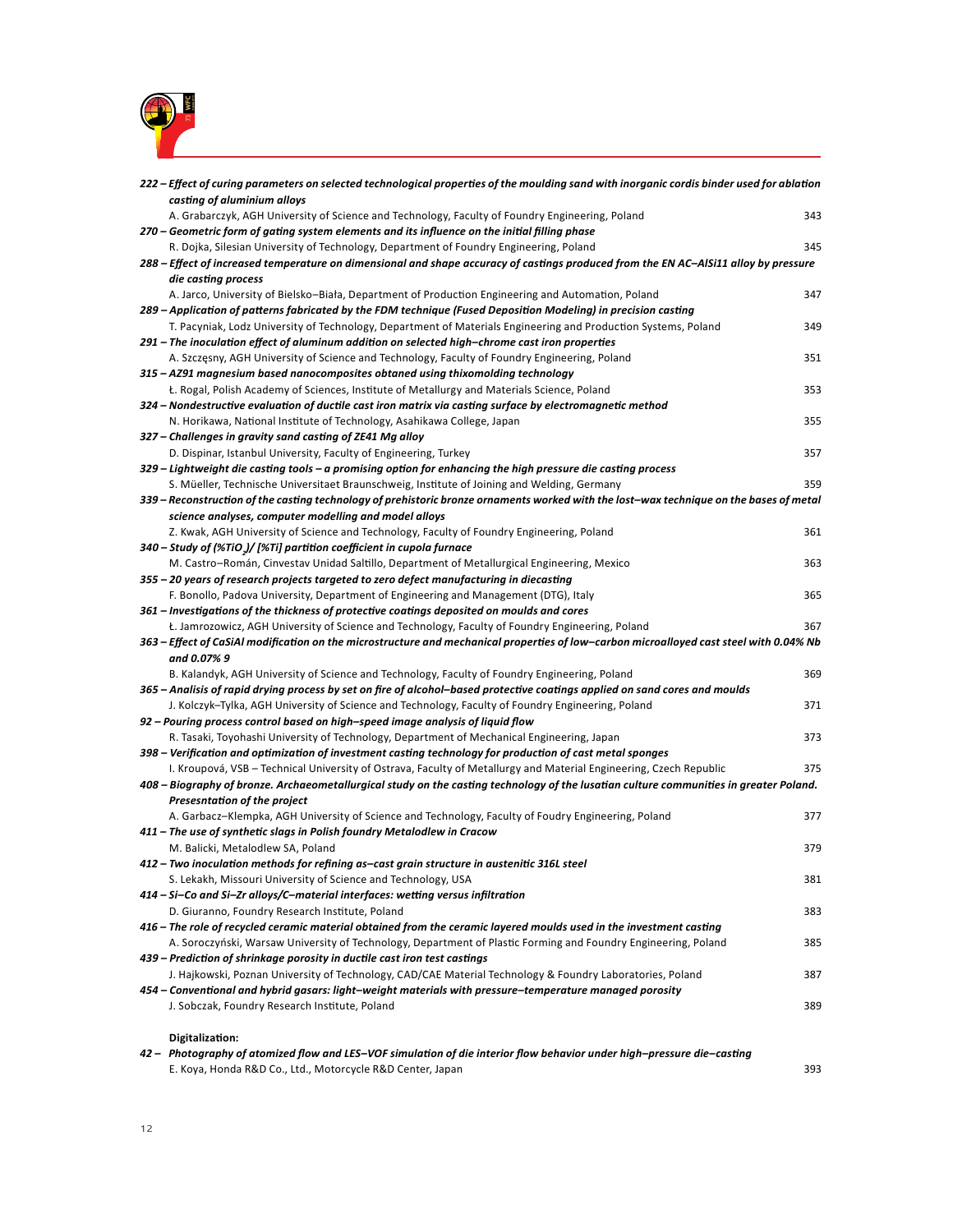***222 – Effect of curing parameters on selected technological properties of the moulding sand with inorganic cordis binder used for ablation casting of aluminium alloys***
A. Grabarczyk, AGH University of Science and Technology, Faculty of Foundry Engineering, Poland — 343

***270 – Geometric form of gating system elements and its influence on the initial filling phase***
R. Dojka, Silesian University of Technology, Department of Foundry Engineering, Poland — 345

***288 – Effect of increased temperature on dimensional and shape accuracy of castings produced from the EN AC–AlSi11 alloy by pressure die casting process***
A. Jarco, University of Bielsko–Biała, Department of Production Engineering and Automation, Poland — 347

***289 – Application of patterns fabricated by the FDM technique (Fused Deposition Modeling) in precision casting***
T. Pacyniak, Lodz University of Technology, Department of Materials Engineering and Production Systems, Poland — 349

***291 – The inoculation effect of aluminum addition on selected high–chrome cast iron properties***
A. Szczęsny, AGH University of Science and Technology, Faculty of Foundry Engineering, Poland — 351

***315 – AZ91 magnesium based nanocomposites obtained using thixomolding technology***
Ł. Rogal, Polish Academy of Sciences, Institute of Metallurgy and Materials Science, Poland — 353

***324 – Nondestructive evaluation of ductile cast iron matrix via casting surface by electromagnetic method***
N. Horikawa, National Institute of Technology, Asahikawa College, Japan — 355

***327 – Challenges in gravity sand casting of ZE41 Mg alloy***
D. Dispinar, Istanbul University, Faculty of Engineering, Turkey — 357

***329 – Lightweight die casting tools – a promising option for enhancing the high pressure die casting process***
S. Müeller, Technische Universitaet Braunschweig, Institute of Joining and Welding, Germany — 359

***339 – Reconstruction of the casting technology of prehistoric bronze ornaments worked with the lost–wax technique on the bases of metal science analyses, computer modelling and model alloys***
Z. Kwak, AGH University of Science and Technology, Faculty of Foundry Engineering, Poland — 361

***340 – Study of (%$TiO_2$)/ [%Ti] partition coefficient in cupola furnace***
M. Castro–Román, Cinvestav Unidad Saltillo, Department of Metallurgical Engineering, Mexico — 363

***355 – 20 years of research projects targeted to zero defect manufacturing in diecasting***
F. Bonollo, Padova University, Department of Engineering and Management (DTG), Italy — 365

***361 – Investigations of the thickness of protective coatings deposited on moulds and cores***
Ł. Jamrozowicz, AGH University of Science and Technology, Faculty of Foundry Engineering, Poland — 367

***363 – Effect of CaSiAl modification on the microstructure and mechanical properties of low–carbon microalloyed cast steel with 0.04% Nb and 0.07% 9***
B. Kalandyk, AGH University of Science and Technology, Faculty of Foundry Engineering, Poland — 369

***365 – Analisis of rapid drying process by set on fire of alcohol–based protective coatings applied on sand cores and moulds***
J. Kolczyk–Tylka, AGH University of Science and Technology, Faculty of Foundry Engineering, Poland — 371

***92 – Pouring process control based on high–speed image analysis of liquid flow***
R. Tasaki, Toyohashi University of Technology, Department of Mechanical Engineering, Japan — 373

***398 – Verification and optimization of investment casting technology for production of cast metal sponges***
I. Kroupová, VSB – Technical University of Ostrava, Faculty of Metallurgy and Material Engineering, Czech Republic — 375

***408 – Biography of bronze. Archaeometallurgical study on the casting technology of the lusatian culture communities in greater Poland. Presesntation of the project***
A. Garbacz–Klempka, AGH University of Science and Technology, Faculty of Foudry Engineering, Poland — 377

***411 – The use of synthetic slags in Polish foundry Metalodlew in Cracow***
M. Balicki, Metalodlew SA, Poland — 379

***412 – Two inoculation methods for refining as–cast grain structure in austenitic 316L steel***
S. Lekakh, Missouri University of Science and Technology, USA — 381

***414 – Si–Co and Si–Zr alloys/C–material interfaces: wetting versus infiltration***
D. Giuranno, Foundry Research Institute, Poland — 383

***416 – The role of recycled ceramic material obtained from the ceramic layered moulds used in the investment casting***
A. Soroczyński, Warsaw University of Technology, Department of Plastic Forming and Foundry Engineering, Poland — 385

***439 – Prediction of shrinkage porosity in ductile cast iron test castings***
J. Hajkowski, Poznan University of Technology, CAD/CAE Material Technology & Foundry Laboratories, Poland — 387

***454 – Conventional and hybrid gasars: light–weight materials with pressure–temperature managed porosity***
J. Sobczak, Foundry Research Institute, Poland — 389

**Digitalization:**

***42 – Photography of atomized flow and LES–VOF simulation of die interior flow behavior under high–pressure die–casting***
E. Koya, Honda R&D Co., Ltd., Motorcycle R&D Center, Japan — 393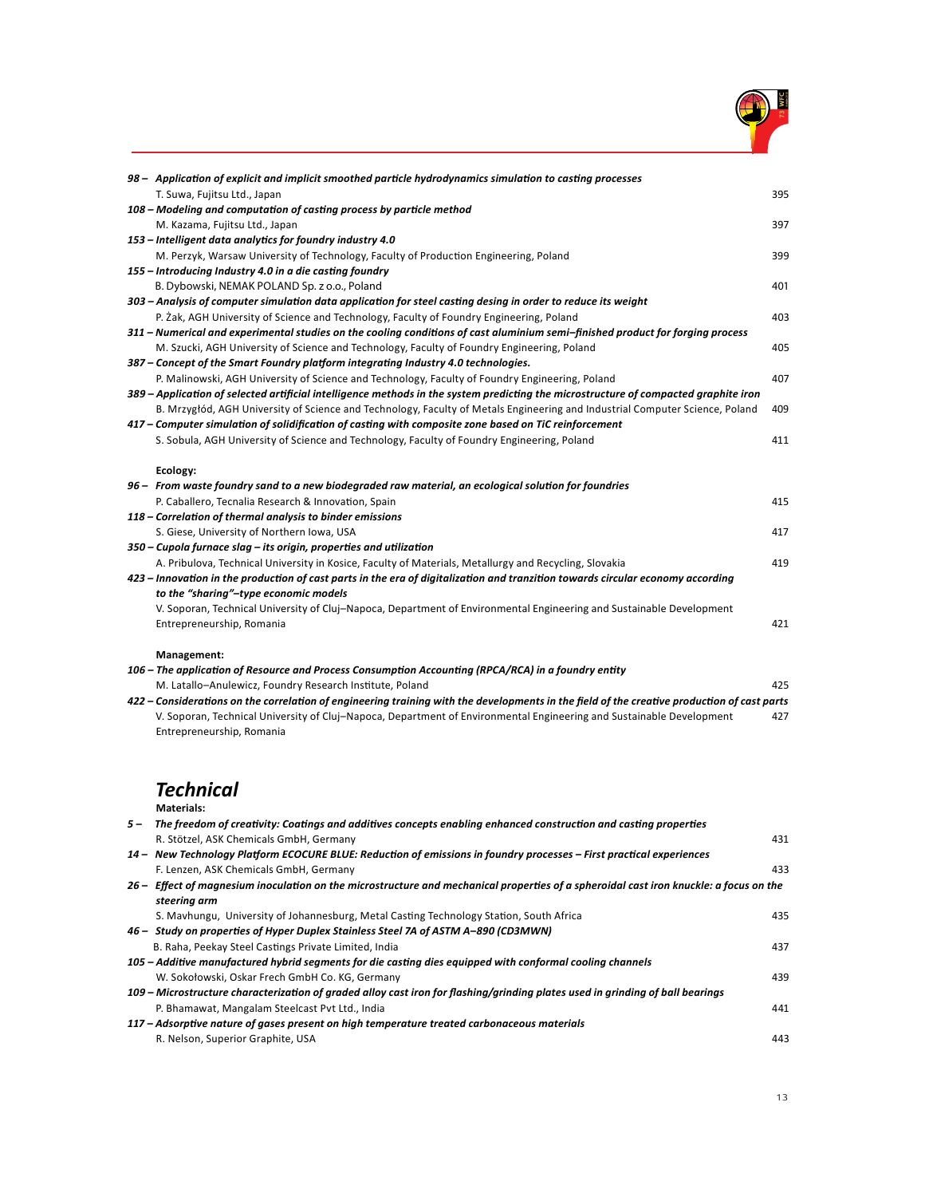*98 – Application of explicit and implicit smoothed particle hydrodynamics simulation to casting processes*
T. Suwa, Fujitsu Ltd., Japan 395

*108 – Modeling and computation of casting process by particle method*
M. Kazama, Fujitsu Ltd., Japan 397

*153 – Intelligent data analytics for foundry industry 4.0*
M. Perzyk, Warsaw University of Technology, Faculty of Production Engineering, Poland 399

*155 – Introducing Industry 4.0 in a die casting foundry*
B. Dybowski, NEMAK POLAND Sp. z o.o., Poland 401

*303 – Analysis of computer simulation data application for steel casting desing in order to reduce its weight*
P. Żak, AGH University of Science and Technology, Faculty of Foundry Engineering, Poland 403

*311 – Numerical and experimental studies on the cooling conditions of cast aluminium semi–finished product for forging process*
M. Szucki, AGH University of Science and Technology, Faculty of Foundry Engineering, Poland 405

*387 – Concept of the Smart Foundry platform integrating Industry 4.0 technologies.*
P. Malinowski, AGH University of Science and Technology, Faculty of Foundry Engineering, Poland 407

*389 – Application of selected artificial intelligence methods in the system predicting the microstructure of compacted graphite iron*
B. Mrzygłód, AGH University of Science and Technology, Faculty of Metals Engineering and Industrial Computer Science, Poland 409

*417 – Computer simulation of solidification of casting with composite zone based on TiC reinforcement*
S. Sobula, AGH University of Science and Technology, Faculty of Foundry Engineering, Poland 411

**Ecology:**

*96 – From waste foundry sand to a new biodegraded raw material, an ecological solution for foundries*
P. Caballero, Tecnalia Research & Innovation, Spain 415

*118 – Correlation of thermal analysis to binder emissions*
S. Giese, University of Northern Iowa, USA 417

*350 – Cupola furnace slag – its origin, properties and utilization*
A. Pribulova, Technical University in Kosice, Faculty of Materials, Metallurgy and Recycling, Slovakia 419

*423 – Innovation in the production of cast parts in the era of digitalization and tranzition towards circular economy according to the "sharing"–type economic models*
V. Soporan, Technical University of Cluj–Napoca, Department of Environmental Engineering and Sustainable Development Entrepreneurship, Romania 421

**Management:**

*106 – The application of Resource and Process Consumption Accounting (RPCA/RCA) in a foundry entity*
M. Latallo–Anulewicz, Foundry Research Institute, Poland 425

*422 – Considerations on the correlation of engineering training with the developments in the field of the creative production of cast parts*
V. Soporan, Technical University of Cluj–Napoca, Department of Environmental Engineering and Sustainable Development Entrepreneurship, Romania 427

## *Technical*

**Materials:**

*5 – The freedom of creativity: Coatings and additives concepts enabling enhanced construction and casting properties*
R. Stötzel, ASK Chemicals GmbH, Germany 431

*14 – New Technology Platform ECOCURE BLUE: Reduction of emissions in foundry processes – First practical experiences*
F. Lenzen, ASK Chemicals GmbH, Germany 433

*26 – Effect of magnesium inoculation on the microstructure and mechanical properties of a spheroidal cast iron knuckle: a focus on the steering arm*
S. Mavhungu, University of Johannesburg, Metal Casting Technology Station, South Africa 435

*46 – Study on properties of Hyper Duplex Stainless Steel 7A of ASTM A–890 (CD3MWN)*
B. Raha, Peekay Steel Castings Private Limited, India 437

*105 – Additive manufactured hybrid segments for die casting dies equipped with conformal cooling channels*
W. Sokołowski, Oskar Frech GmbH Co. KG, Germany 439

*109 – Microstructure characterization of graded alloy cast iron for flashing/grinding plates used in grinding of ball bearings*
P. Bhamawat, Mangalam Steelcast Pvt Ltd., India 441

*117 – Adsorptive nature of gases present on high temperature treated carbonaceous materials*
R. Nelson, Superior Graphite, USA 443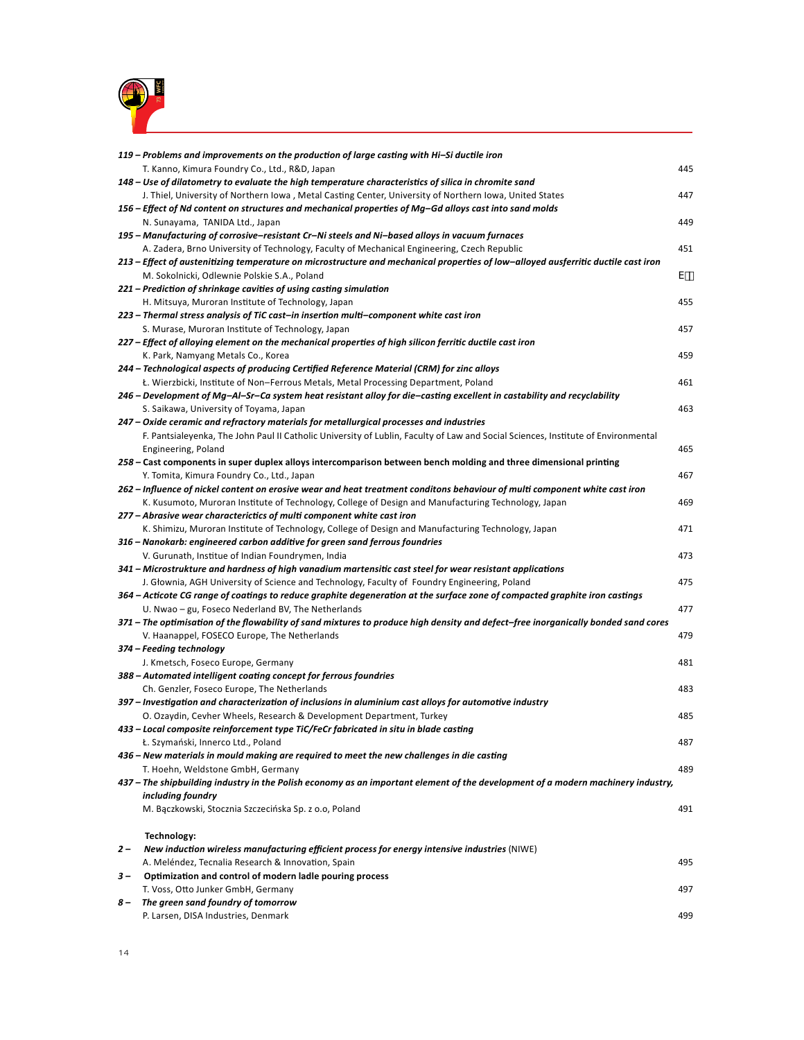*119 – Problems and improvements on the production of large casting with Hi–Si ductile iron*
T. Kanno, Kimura Foundry Co., Ltd., R&D, Japan 445

*148 – Use of dilatometry to evaluate the high temperature characteristics of silica in chromite sand*
J. Thiel, University of Northern Iowa , Metal Casting Center, University of Northern Iowa, United States 447

*156 – Effect of Nd content on structures and mechanical properties of Mg–Gd alloys cast into sand molds*
N. Sunayama, TANIDA Ltd., Japan 449

*195 – Manufacturing of corrosive–resistant Cr–Ni steels and Ni–based alloys in vacuum furnaces*
A. Zadera, Brno University of Technology, Faculty of Mechanical Engineering, Czech Republic 451

*213 – Effect of austenitizing temperature on microstructure and mechanical properties of low–alloyed ausferritic ductile cast iron*
M. Sokolnicki, Odlewnie Polskie S.A., Poland E

*221 – Prediction of shrinkage cavities of using casting simulation*
H. Mitsuya, Muroran Institute of Technology, Japan 455

*223 – Thermal stress analysis of TiC cast–in insertion multi–component white cast iron*
S. Murase, Muroran Institute of Technology, Japan 457

*227 – Effect of alloying element on the mechanical properties of high silicon ferritic ductile cast iron*
K. Park, Namyang Metals Co., Korea 459

*244 – Technological aspects of producing Certified Reference Material (CRM) for zinc alloys*
Ł. Wierzbicki, Institute of Non–Ferrous Metals, Metal Processing Department, Poland 461

*246 – Development of Mg–Al–Sr–Ca system heat resistant alloy for die–casting excellent in castability and recyclability*
S. Saikawa, University of Toyama, Japan 463

*247 – Oxide ceramic and refractory materials for metallurgical processes and industries*
F. Pantsialeyenka, The John Paul II Catholic University of Lublin, Faculty of Law and Social Sciences, Institute of Environmental Engineering, Poland 465

*258 – Cast components in super duplex alloys intercomparison between bench molding and three dimensional printing*
Y. Tomita, Kimura Foundry Co., Ltd., Japan 467

*262 – Influence of nickel content on erosive wear and heat treatment conditons behaviour of multi component white cast iron*
K. Kusumoto, Muroran Institute of Technology, College of Design and Manufacturing Technology, Japan 469

*277 – Abrasive wear charactericties of multi component white cast iron*
K. Shimizu, Muroran Institute of Technology, College of Design and Manufacturing Technology, Japan 471

*316 – Nanokarb: engineered carbon additive for green sand ferrous foundries*
V. Gurunath, Institue of Indian Foundrymen, India 473

*341 – Microstrukture and hardness of high vanadium martensitic cast steel for wear resistant applications*
J. Głownia, AGH University of Science and Technology, Faculty of Foundry Engineering, Poland 475

*364 – Acticote CG range of coatings to reduce graphite degeneration at the surface zone of compacted graphite iron castings*
U. Nwao – gu, Foseco Nederland BV, The Netherlands 477

*371 – The optimisation of the flowability of sand mixtures to produce high density and defect–free inorganically bonded sand cores*
V. Haanappel, FOSECO Europe, The Netherlands 479

*374 – Feeding technology*
J. Kmetsch, Foseco Europe, Germany 481

*388 – Automated intelligent coating concept for ferrous foundries*
Ch. Genzler, Foseco Europe, The Netherlands 483

*397 – Investigation and characterization of inclusions in aluminium cast alloys for automotive industry*
O. Ozaydin, Cevher Wheels, Research & Development Department, Turkey 485

*433 – Local composite reinforcement type TiC/FeCr fabricated in situ in blade casting*
Ł. Szymański, Innerco Ltd., Poland 487

*436 – New materials in mould making are required to meet the new challenges in die casting*
T. Hoehn, Weldstone GmbH, Germany 489

*437 – The shipbuilding industry in the Polish economy as an important element of the development of a modern machinery industry, including foundry*
M. Bączkowski, Stocznia Szczecińska Sp. z o.o, Poland 491

**Technology:**

*2 – New induction wireless manufacturing efficient process for energy intensive industries* (NIWE)
A. Meléndez, Tecnalia Research & Innovation, Spain 495

*3 –* **Optimization and control of modern ladle pouring process**
T. Voss, Otto Junker GmbH, Germany 497

*8 – The green sand foundry of tomorrow*
P. Larsen, DISA Industries, Denmark 499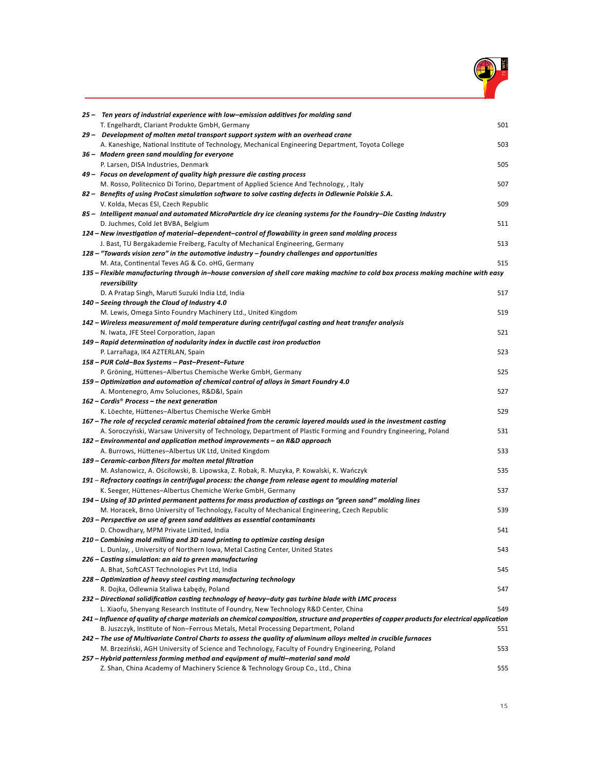**25 – Ten years of industrial experience with low–emission additives for molding sand**
T. Engelhardt, Clariant Produkte GmbH, Germany ... 501

**29 – Development of molten metal transport support system with an overhead crane**
A. Kaneshige, National Institute of Technology, Mechanical Engineering Department, Toyota College ... 503

**36 – Modern green sand moulding for everyone**
P. Larsen, DISA Industries, Denmark ... 505

**49 – Focus on development of quality high pressure die casting process**
M. Rosso, Politecnico Di Torino, Department of Applied Science And Technology, , Italy ... 507

**82 – Benefits of using ProCast simulation software to solve casting defects in Odlewnie Polskie S.A.**
V. Kolda, Mecas ESI, Czech Republic ... 509

**85 – Intelligent manual and automated MicroParticle dry ice cleaning systems for the Foundry–Die Casting Industry**
D. Juchmes, Cold Jet BVBA, Belgium ... 511

**124 – New investigation of material–dependent–control of flowability in green sand molding process**
J. Bast, TU Bergakademie Freiberg, Faculty of Mechanical Engineering, Germany ... 513

**128 – "Towards vision zero" in the automotive industry – foundry challenges and opportunities**
M. Ata, Continental Teves AG & Co. oHG, Germany ... 515

**135 – Flexible manufacturing through in–house conversion of shell core making machine to cold box process making machine with easy reversibility**
D. A Pratap Singh, Maruti Suzuki India Ltd, India ... 517

**140 – Seeing through the Cloud of Industry 4.0**
M. Lewis, Omega Sinto Foundry Machinery Ltd., United Kingdom ... 519

**142 – Wireless measurement of mold temperature during centrifugal casting and heat transfer analysis**
N. Iwata, JFE Steel Corporation, Japan ... 521

**149 – Rapid determination of nodularity index in ductile cast iron production**
P. Larrañaga, IK4 AZTERLAN, Spain ... 523

**158 – PUR Cold–Box Systems – Past–Present–Future**
P. Gröning, Hüttenes–Albertus Chemische Werke GmbH, Germany ... 525

**159 – Optimization and automation of chemical control of alloys in Smart Foundry 4.0**
A. Montenegro, Amv Soluciones, R&D&I, Spain ... 527

**162 – Cordis® Process – the next generation**
K. Löechte, Hüttenes–Albertus Chemische Werke GmbH ... 529

**167 – The role of recycled ceramic material obtained from the ceramic layered moulds used in the investment casting**
A. Soroczyński, Warsaw University of Technology, Department of Plastic Forming and Foundry Engineering, Poland ... 531

**182 – Environmental and application method improvements – an R&D approach**
A. Burrows, Hüttenes–Albertus UK Ltd, United Kingdom ... 533

**189 – Ceramic-carbon filters for molten metal filtration**
M. Asłanowicz, A. Ościłowski, B. Lipowska, Z. Robak, R. Muzyka, P. Kowalski, K. Wańczyk ... 535

**191 – Refractory coatings in centrifugal process: the change from release agent to moulding material**
K. Seeger, Hüttenes–Albertus Chemiche Werke GmbH, Germany ... 537

**194 – Using of 3D printed permanent patterns for mass production of castings on "green sand" molding lines**
M. Horacek, Brno University of Technology, Faculty of Mechanical Engineering, Czech Republic ... 539

**203 – Perspective on use of green sand additives as essential contaminants**
D. Chowdhary, MPM Private Limited, India ... 541

**210 – Combining mold milling and 3D sand printing to optimize casting design**
L. Dunlay, , University of Northern Iowa, Metal Casting Center, United States ... 543

**226 – Casting simulation: an aid to green manufacturing**
A. Bhat, SoftCAST Technologies Pvt Ltd, India ... 545

**228 – Optimization of heavy steel casting manufacturing technology**
R. Dojka, Odlewnia Staliwa Łabędy, Poland ... 547

**232 – Directional solidification casting technology of heavy–duty gas turbine blade with LMC process**
L. Xiaofu, Shenyang Research Institute of Foundry, New Technology R&D Center, China ... 549

**241 – Influence of quality of charge materials on chemical composition, structure and properties of copper products for electrical application**
B. Juszczyk, Institute of Non–Ferrous Metals, Metal Processing Department, Poland ... 551

**242 – The use of Multivariate Control Charts to assess the quality of aluminum alloys melted in crucible furnaces**
M. Brzeziński, AGH University of Science and Technology, Faculty of Foundry Engineering, Poland ... 553

**257 – Hybrid patternless forming method and equipment of multi–material sand mold**
Z. Shan, China Academy of Machinery Science & Technology Group Co., Ltd., China ... 555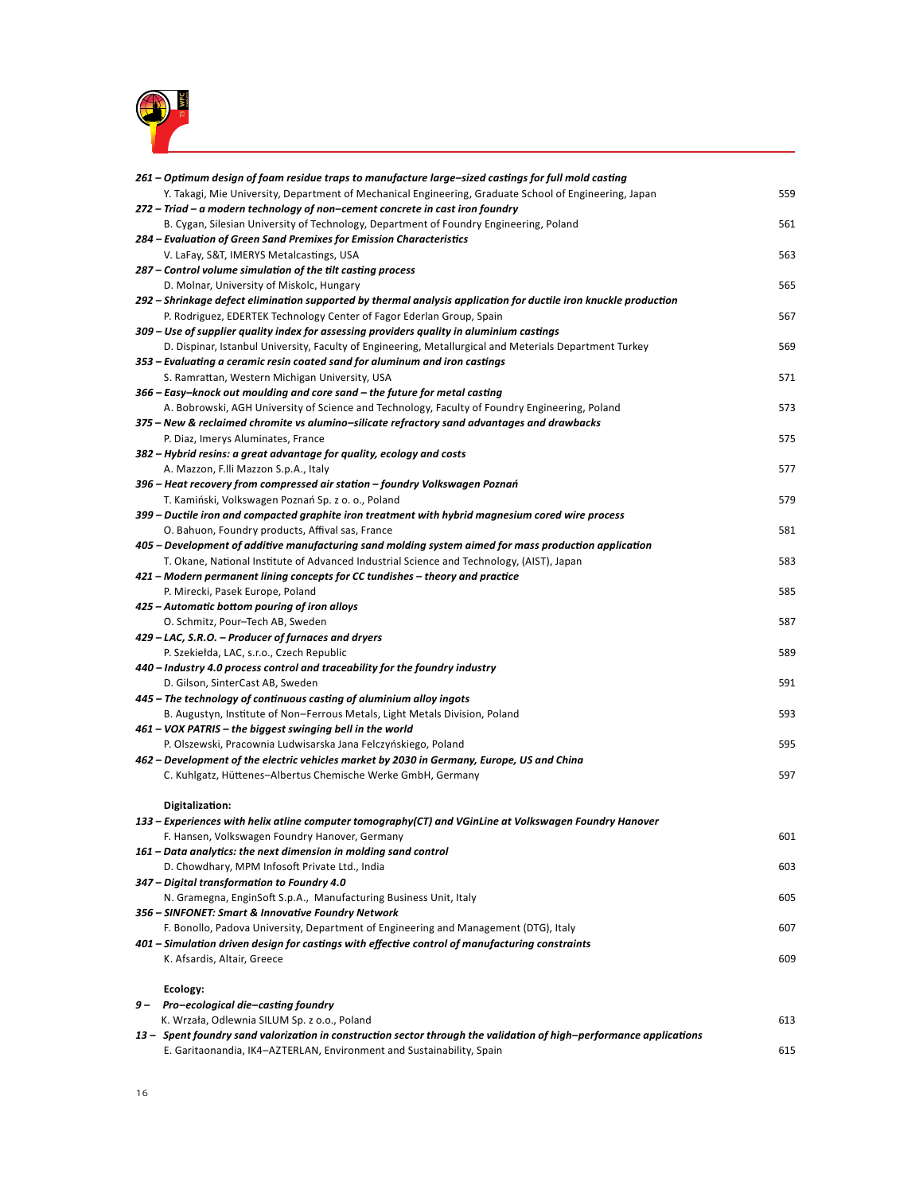*261 – Optimum design of foam residue traps to manufacture large–sized castings for full mold casting*
Y. Takagi, Mie University, Department of Mechanical Engineering, Graduate School of Engineering, Japan 559

*272 – Triad – a modern technology of non–cement concrete in cast iron foundry*
B. Cygan, Silesian University of Technology, Department of Foundry Engineering, Poland 561

*284 – Evaluation of Green Sand Premixes for Emission Characteristics*
V. LaFay, S&T, IMERYS Metalcastings, USA 563

*287 – Control volume simulation of the tilt casting process*
D. Molnar, University of Miskolc, Hungary 565

*292 – Shrinkage defect elimination supported by thermal analysis application for ductile iron knuckle production*
P. Rodriguez, EDERTEK Technology Center of Fagor Ederlan Group, Spain 567

*309 – Use of supplier quality index for assessing providers quality in aluminium castings*
D. Dispinar, Istanbul University, Faculty of Engineering, Metallurgical and Meterials Department Turkey 569

*353 – Evaluating a ceramic resin coated sand for aluminum and iron castings*
S. Ramrattan, Western Michigan University, USA 571

*366 – Easy–knock out moulding and core sand – the future for metal casting*
A. Bobrowski, AGH University of Science and Technology, Faculty of Foundry Engineering, Poland 573

*375 – New & reclaimed chromite vs alumino–silicate refractory sand advantages and drawbacks*
P. Diaz, Imerys Aluminates, France 575

*382 – Hybrid resins: a great advantage for quality, ecology and costs*
A. Mazzon, F.lli Mazzon S.p.A., Italy 577

*396 – Heat recovery from compressed air station – foundry Volkswagen Poznań*
T. Kamiński, Volkswagen Poznań Sp. z o. o., Poland 579

*399 – Ductile iron and compacted graphite iron treatment with hybrid magnesium cored wire process*
O. Bahuon, Foundry products, Affival sas, France 581

*405 – Development of additive manufacturing sand molding system aimed for mass production application*
T. Okane, National Institute of Advanced Industrial Science and Technology, (AIST), Japan 583

*421 – Modern permanent lining concepts for CC tundishes – theory and practice*
P. Mirecki, Pasek Europe, Poland 585

*425 – Automatic bottom pouring of iron alloys*
O. Schmitz, Pour–Tech AB, Sweden 587

*429 – LAC, S.R.O. – Producer of furnaces and dryers*
P. Szekiełda, LAC, s.r.o., Czech Republic 589

*440 – Industry 4.0 process control and traceability for the foundry industry*
D. Gilson, SinterCast AB, Sweden 591

*445 – The technology of continuous casting of aluminium alloy ingots*
B. Augustyn, Institute of Non–Ferrous Metals, Light Metals Division, Poland 593

*461 – VOX PATRIS – the biggest swinging bell in the world*
P. Olszewski, Pracownia Ludwisarska Jana Felczyńskiego, Poland 595

*462 – Development of the electric vehicles market by 2030 in Germany, Europe, US and China*
C. Kuhlgatz, Hüttenes–Albertus Chemische Werke GmbH, Germany 597

**Digitalization:**

*133 – Experiences with helix atline computer tomography(CT) and VGinLine at Volkswagen Foundry Hanover*
F. Hansen, Volkswagen Foundry Hanover, Germany 601

*161 – Data analytics: the next dimension in molding sand control*
D. Chowdhary, MPM Infosoft Private Ltd., India 603

*347 – Digital transformation to Foundry 4.0*
N. Gramegna, EnginSoft S.p.A., Manufacturing Business Unit, Italy 605

*356 – SINFONET: Smart & Innovative Foundry Network*
F. Bonollo, Padova University, Department of Engineering and Management (DTG), Italy 607

*401 – Simulation driven design for castings with effective control of manufacturing constraints*
K. Afsardis, Altair, Greece 609

**Ecology:**

*9 – Pro–ecological die–casting foundry*
K. Wrzała, Odlewnia SILUM Sp. z o.o., Poland 613

*13 – Spent foundry sand valorization in construction sector through the validation of high–performance applications*
E. Garitaonandia, IK4–AZTERLAN, Environment and Sustainability, Spain 615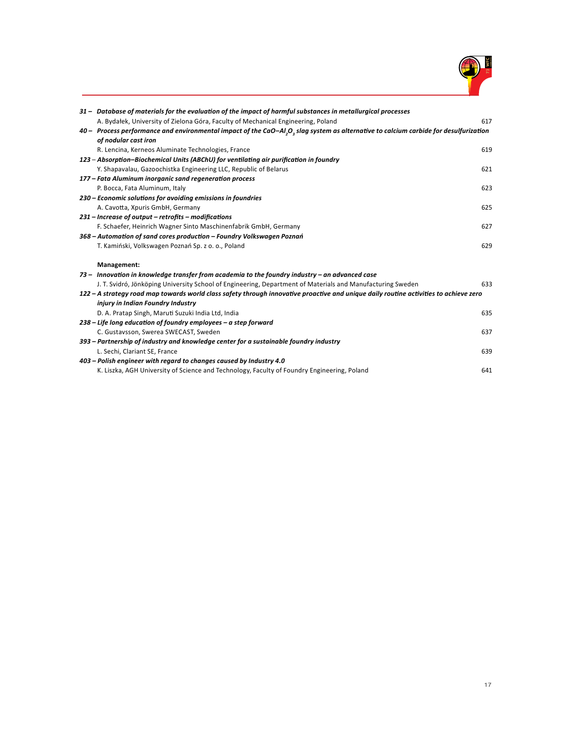***31 – Database of materials for the evaluation of the impact of harmful substances in metallurgical processes***
A. Bydałek, University of Zielona Góra, Faculty of Mechanical Engineering, Poland 617

***40 – Process performance and environmental impact of the CaO–$Al_2O_3$ slag system as alternative to calcium carbide for desulfurization of nodular cast iron***
R. Lencina, Kerneos Aluminate Technologies, France 619

***123 – Absorption–Biochemical Units (ABChU) for ventilating air purification in foundry***
Y. Shapavalau, Gazoochistka Engineering LLC, Republic of Belarus 621

***177 – Fata Aluminum inorganic sand regeneration process***
P. Bocca, Fata Aluminum, Italy 623

***230 – Economic solutions for avoiding emissions in foundries***
A. Cavotta, Xpuris GmbH, Germany 625

***231 – Increase of output – retrofits – modifications***
F. Schaefer, Heinrich Wagner Sinto Maschinenfabrik GmbH, Germany 627

***368 – Automation of sand cores production – Foundry Volkswagen Poznań***
T. Kamiński, Volkswagen Poznań Sp. z o. o., Poland 629

**Management:**

***73 – Innovation in knowledge transfer from academia to the foundry industry – an advanced case***
J. T. Svidró, Jönköping University School of Engineering, Department of Materials and Manufacturing Sweden 633

***122 – A strategy road map towards world class safety through innovative proactive and unique daily routine activities to achieve zero injury in Indian Foundry Industry***
D. A. Pratap Singh, Maruti Suzuki India Ltd, India 635

***238 – Life long education of foundry employees – a step forward***
C. Gustavsson, Swerea SWECAST, Sweden 637

***393 – Partnership of industry and knowledge center for a sustainable foundry industry***
L. Sechi, Clariant SE, France 639

***403 – Polish engineer with regard to changes caused by Industry 4.0***
K. Liszka, AGH University of Science and Technology, Faculty of Foundry Engineering, Poland 641